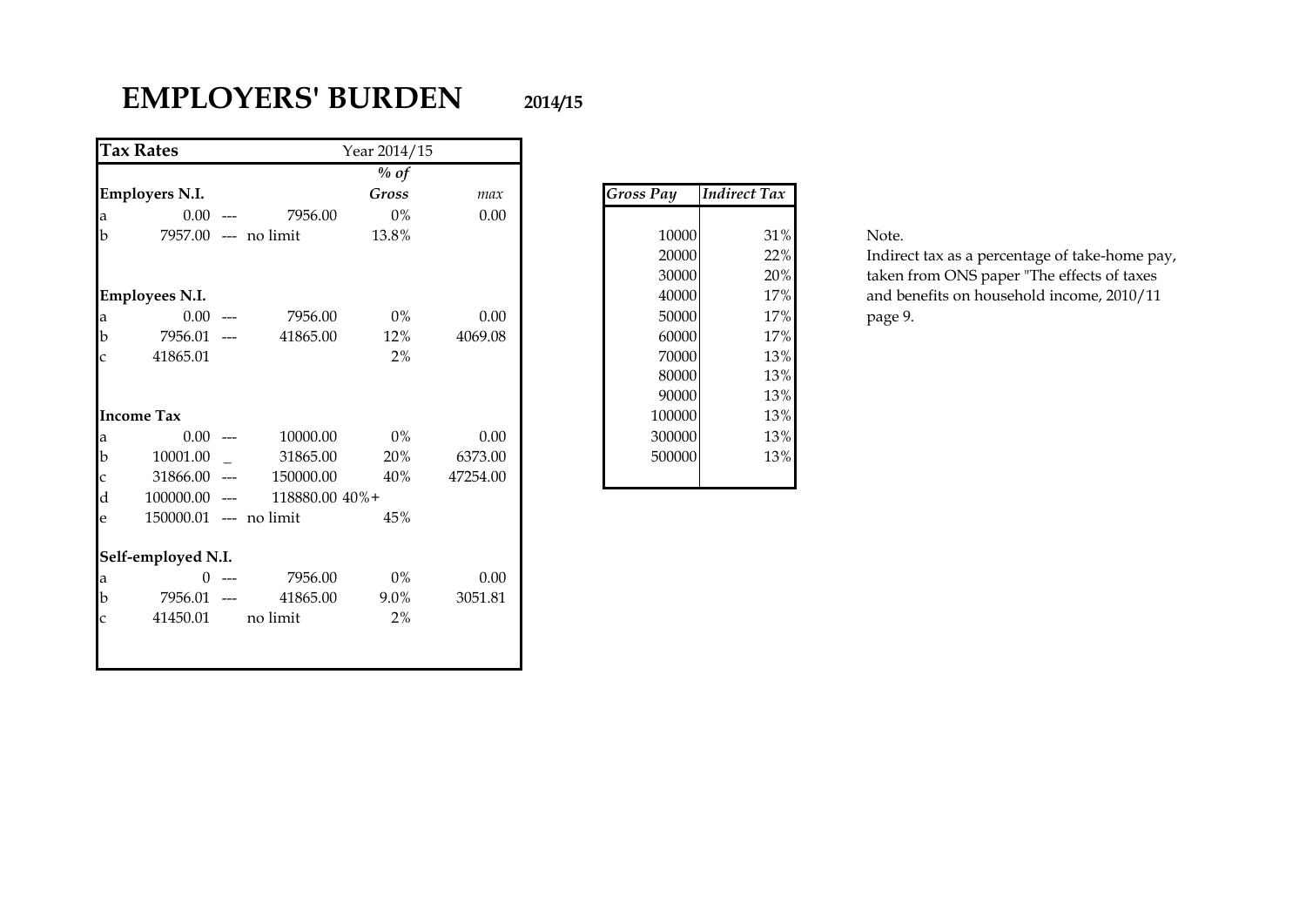# EMPLOYERS' BURDEN **2014/15**

| **Tax Rates** | | | | Year 2014/15 | |
|---|---|---|---|---|---|
| | | | | *% of* | |
| **Employers N.I.** | | | | *Gross* | *max* |
| a | 0.00 | --- | 7956.00 | 0% | 0.00 |
| b | 7957.00 | --- | no limit | 13.8% | |
| | | | | | |
| **Employees N.I.** | | | | | |
| a | 0.00 | --- | 7956.00 | 0% | 0.00 |
| b | 7956.01 | --- | 41865.00 | 12% | 4069.08 |
| c | 41865.01 | | | 2% | |
| | | | | | |
| **Income Tax** | | | | | |
| a | 0.00 | --- | 10000.00 | 0% | 0.00 |
| b | 10001.00 | _ | 31865.00 | 20% | 6373.00 |
| c | 31866.00 | --- | 150000.00 | 40% | 47254.00 |
| d | 100000.00 | --- | 118880.00 | 40%+ | |
| e | 150000.01 | --- | no limit | 45% | |
| | | | | | |
| **Self-employed N.I.** | | | | | |
| a | 0 | --- | 7956.00 | 0% | 0.00 |
| b | 7956.01 | --- | 41865.00 | 9.0% | 3051.81 |
| c | 41450.01 | | no limit | 2% | |

| *Gross Pay* | *Indirect Tax* |
|---|---|
| 10000 | 31% |
| 20000 | 22% |
| 30000 | 20% |
| 40000 | 17% |
| 50000 | 17% |
| 60000 | 17% |
| 70000 | 13% |
| 80000 | 13% |
| 90000 | 13% |
| 100000 | 13% |
| 300000 | 13% |
| 500000 | 13% |

Note.
Indirect tax as a percentage of take-home pay, taken from ONS paper "The effects of taxes and benefits on household income, 2010/11 page 9.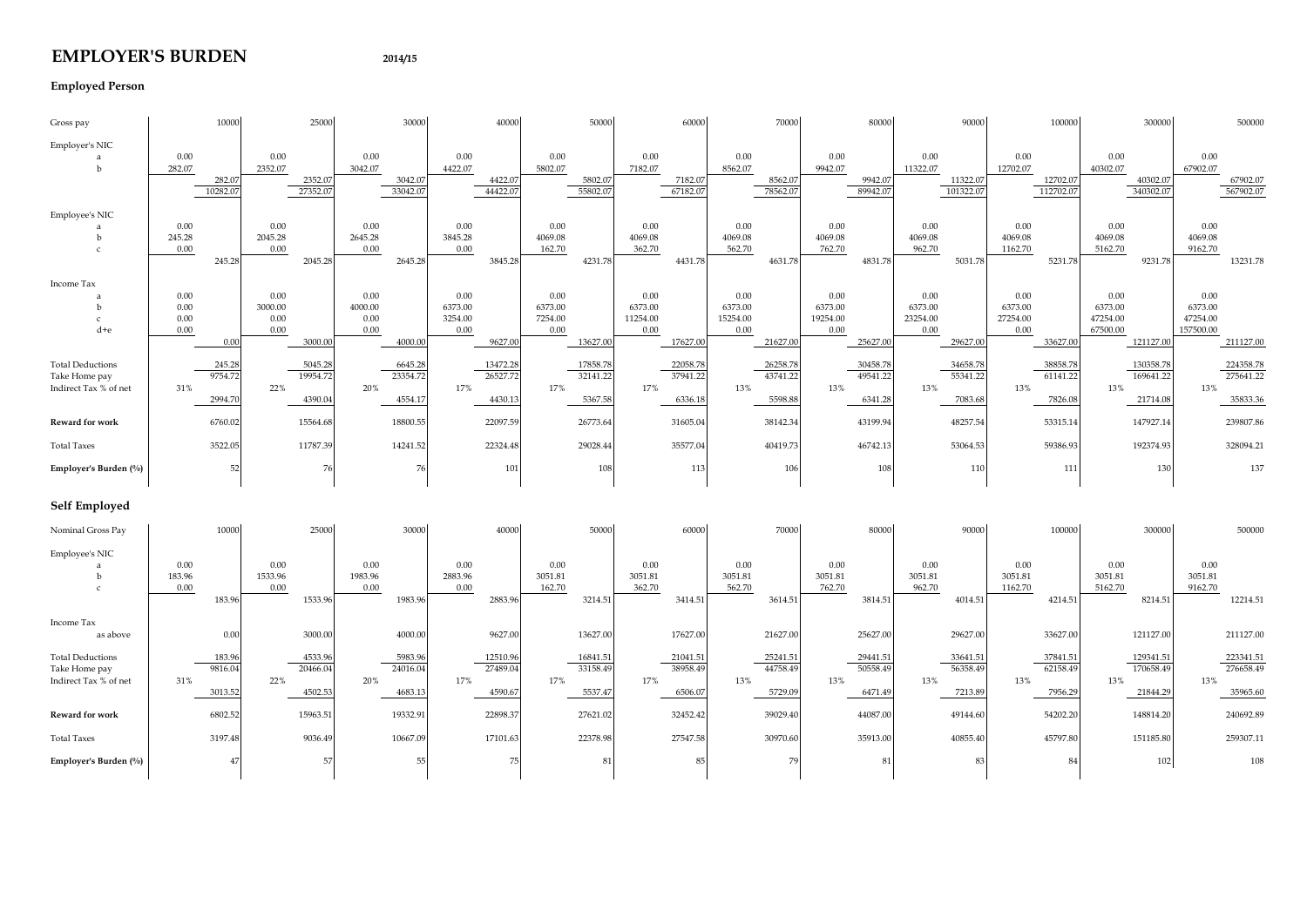# EMPLOYER'S BURDEN

**2014/15**

## Employed Person

| | | | | | | | | | | | | | | | | | | | | | | | | |
|---|---|---|---|---|---|---|---|---|---|---|---|---|---|---|---|---|---|---|---|---|---|---|---|---|
| Gross pay | | 10000 | | 25000 | | 30000 | | 40000 | | 50000 | | 60000 | | 70000 | | 80000 | | 90000 | | 100000 | | 300000 | | 500000 |
| **Employer's NIC** | | | | | | | | | | | | | | | | | | | | | | | | |
| a | 0.00 | | 0.00 | | 0.00 | | 0.00 | | 0.00 | | 0.00 | | 0.00 | | 0.00 | | 0.00 | | 0.00 | | 0.00 | | 0.00 | |
| b | 282.07 | | 2352.07 | | 3042.07 | | 4422.07 | | 5802.07 | | 7182.07 | | 8562.07 | | 9942.07 | | 11322.07 | | 12702.07 | | 40302.07 | | 67902.07 | |
| | | 282.07 | | 2352.07 | | 3042.07 | | 4422.07 | | 5802.07 | | 7182.07 | | 8562.07 | | 9942.07 | | 11322.07 | | 12702.07 | | 40302.07 | | 67902.07 |
| | | 10282.07 | | 27352.07 | | 33042.07 | | 44422.07 | | 55802.07 | | 67182.07 | | 78562.07 | | 89942.07 | | 101322.07 | | 112702.07 | | 340302.07 | | 567902.07 |
| **Employee's NIC** | | | | | | | | | | | | | | | | | | | | | | | | |
| a | 0.00 | | 0.00 | | 0.00 | | 0.00 | | 0.00 | | 0.00 | | 0.00 | | 0.00 | | 0.00 | | 0.00 | | 0.00 | | 0.00 | |
| b | 245.28 | | 2045.28 | | 2645.28 | | 3845.28 | | 4069.08 | | 4069.08 | | 4069.08 | | 4069.08 | | 4069.08 | | 4069.08 | | 4069.08 | | 4069.08 | |
| c | 0.00 | | 0.00 | | 0.00 | | 0.00 | | 162.70 | | 362.70 | | 562.70 | | 762.70 | | 962.70 | | 1162.70 | | 5162.70 | | 9162.70 | |
| | | 245.28 | | 2045.28 | | 2645.28 | | 3845.28 | | 4231.78 | | 4431.78 | | 4631.78 | | 4831.78 | | 5031.78 | | 5231.78 | | 9231.78 | | 13231.78 |
| **Income Tax** | | | | | | | | | | | | | | | | | | | | | | | | |
| a | 0.00 | | 0.00 | | 0.00 | | 0.00 | | 0.00 | | 0.00 | | 0.00 | | 0.00 | | 0.00 | | 0.00 | | 0.00 | | 0.00 | |
| b | 0.00 | | 3000.00 | | 4000.00 | | 6373.00 | | 6373.00 | | 6373.00 | | 6373.00 | | 6373.00 | | 6373.00 | | 6373.00 | | 6373.00 | | 6373.00 | |
| c | 0.00 | | 0.00 | | 0.00 | | 3254.00 | | 7254.00 | | 11254.00 | | 15254.00 | | 19254.00 | | 23254.00 | | 27254.00 | | 47254.00 | | 47254.00 | |
| d+e | 0.00 | | 0.00 | | 0.00 | | 0.00 | | 0.00 | | 0.00 | | 0.00 | | 0.00 | | 0.00 | | 0.00 | | 67500.00 | | 157500.00 | |
| | | 0.00 | | 3000.00 | | 4000.00 | | 9627.00 | | 13627.00 | | 17627.00 | | 21627.00 | | 25627.00 | | 29627.00 | | 33627.00 | | 121127.00 | | 211127.00 |
| Total Deductions | | 245.28 | | 5045.28 | | 6645.28 | | 13472.28 | | 17858.78 | | 22058.78 | | 26258.78 | | 30458.78 | | 34658.78 | | 38858.78 | | 130358.78 | | 224358.78 |
| Take Home pay | | 9754.72 | | 19954.72 | | 23354.72 | | 26527.72 | | 32141.22 | | 37941.22 | | 43741.22 | | 49541.22 | | 55341.22 | | 61141.22 | | 169641.22 | | 275641.22 |
| Indirect Tax % of net | 31% | 2994.70 | 22% | 4390.04 | 20% | 4554.17 | 17% | 4430.13 | 17% | 5367.58 | 17% | 6336.18 | 13% | 5598.88 | 13% | 6341.28 | 13% | 7083.68 | 13% | 7826.08 | 13% | 21714.08 | 13% | 35833.36 |
| **Reward for work** | | 6760.02 | | 15564.68 | | 18800.55 | | 22097.59 | | 26773.64 | | 31605.04 | | 38142.34 | | 43199.94 | | 48257.54 | | 53315.14 | | 147927.14 | | 239807.86 |
| Total Taxes | | 3522.05 | | 11787.39 | | 14241.52 | | 22324.48 | | 29028.44 | | 35577.04 | | 40419.73 | | 46742.13 | | 53064.53 | | 59386.93 | | 192374.93 | | 328094.21 |
| **Employer's Burden (%)** | | 52 | | 76 | | 76 | | 101 | | 108 | | 113 | | 106 | | 108 | | 110 | | 111 | | 130 | | 137 |

## Self Employed

| | | | | | | | | | | | | | | | | | | | | | | | | |
|---|---|---|---|---|---|---|---|---|---|---|---|---|---|---|---|---|---|---|---|---|---|---|---|---|
| Nominal Gross Pay | | 10000 | | 25000 | | 30000 | | 40000 | | 50000 | | 60000 | | 70000 | | 80000 | | 90000 | | 100000 | | 300000 | | 500000 |
| **Employee's NIC** | | | | | | | | | | | | | | | | | | | | | | | | |
| a | 0.00 | | 0.00 | | 0.00 | | 0.00 | | 0.00 | | 0.00 | | 0.00 | | 0.00 | | 0.00 | | 0.00 | | 0.00 | | 0.00 | |
| b | 183.96 | | 1533.96 | | 1983.96 | | 2883.96 | | 3051.81 | | 3051.81 | | 3051.81 | | 3051.81 | | 3051.81 | | 3051.81 | | 3051.81 | | 3051.81 | |
| c | 0.00 | | 0.00 | | 0.00 | | 0.00 | | 162.70 | | 362.70 | | 562.70 | | 762.70 | | 962.70 | | 1162.70 | | 5162.70 | | 9162.70 | |
| | | 183.96 | | 1533.96 | | 1983.96 | | 2883.96 | | 3214.51 | | 3414.51 | | 3614.51 | | 3814.51 | | 4014.51 | | 4214.51 | | 8214.51 | | 12214.51 |
| **Income Tax** | | | | | | | | | | | | | | | | | | | | | | | | |
| as above | | 0.00 | | 3000.00 | | 4000.00 | | 9627.00 | | 13627.00 | | 17627.00 | | 21627.00 | | 25627.00 | | 29627.00 | | 33627.00 | | 121127.00 | | 211127.00 |
| Total Deductions | | 183.96 | | 4533.96 | | 5983.96 | | 12510.96 | | 16841.51 | | 21041.51 | | 25241.51 | | 29441.51 | | 33641.51 | | 37841.51 | | 129341.51 | | 223341.51 |
| Take Home pay | | 9816.04 | | 20466.04 | | 24016.04 | | 27489.04 | | 33158.49 | | 38958.49 | | 44758.49 | | 50558.49 | | 56358.49 | | 62158.49 | | 170658.49 | | 276658.49 |
| Indirect Tax % of net | 31% | 3013.52 | 22% | 4502.53 | 20% | 4683.13 | 17% | 4590.67 | 17% | 5537.47 | 17% | 6506.07 | 13% | 5729.09 | 13% | 6471.49 | 13% | 7213.89 | 13% | 7956.29 | 13% | 21844.29 | 13% | 35965.60 |
| **Reward for work** | | 6802.52 | | 15963.51 | | 19332.91 | | 22898.37 | | 27621.02 | | 32452.42 | | 39029.40 | | 44087.00 | | 49144.60 | | 54202.20 | | 148814.20 | | 240692.89 |
| Total Taxes | | 3197.48 | | 9036.49 | | 10667.09 | | 17101.63 | | 22378.98 | | 27547.58 | | 30970.60 | | 35913.00 | | 40855.40 | | 45797.80 | | 151185.80 | | 259307.11 |
| **Employer's Burden (%)** | | 47 | | 57 | | 55 | | 75 | | 81 | | 85 | | 79 | | 81 | | 83 | | 84 | | 102 | | 108 |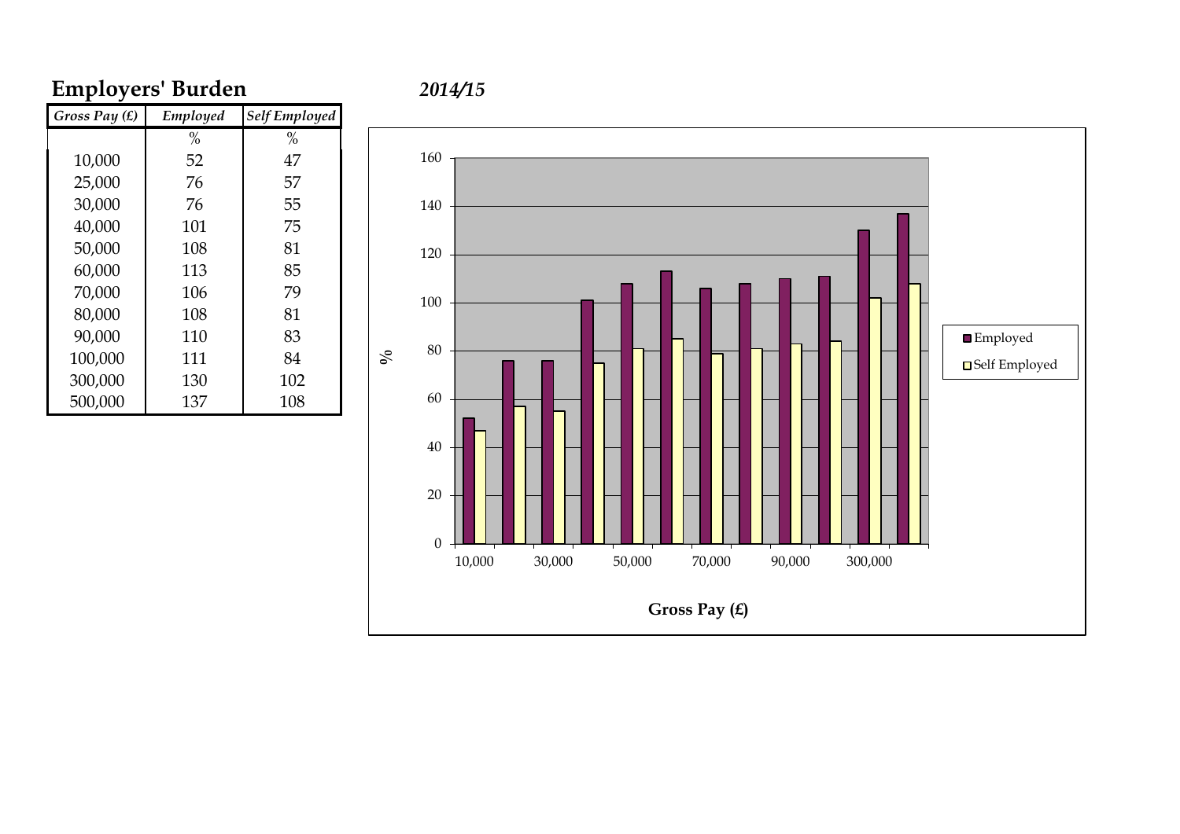# Employers' Burden

*2014/15*

| *Gross Pay (£)* | *Employed* | *Self Employed* |
|---|---|---|
| | % | % |
| 10,000 | 52 | 47 |
| 25,000 | 76 | 57 |
| 30,000 | 76 | 55 |
| 40,000 | 101 | 75 |
| 50,000 | 108 | 81 |
| 60,000 | 113 | 85 |
| 70,000 | 106 | 79 |
| 80,000 | 108 | 81 |
| 90,000 | 110 | 83 |
| 100,000 | 111 | 84 |
| 300,000 | 130 | 102 |
| 500,000 | 137 | 108 |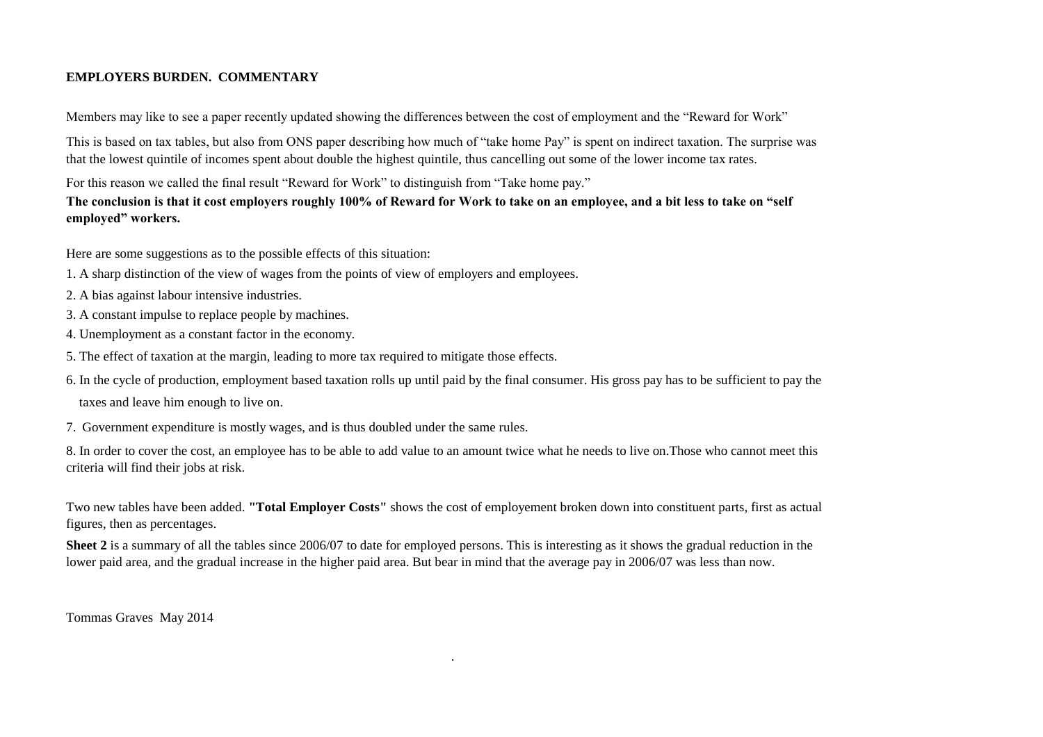**EMPLOYERS BURDEN. COMMENTARY**

Members may like to see a paper recently updated showing the differences between the cost of employment and the "Reward for Work"

This is based on tax tables, but also from ONS paper describing how much of "take home Pay" is spent on indirect taxation. The surprise was that the lowest quintile of incomes spent about double the highest quintile, thus cancelling out some of the lower income tax rates.

For this reason we called the final result "Reward for Work" to distinguish from "Take home pay."

**The conclusion is that it cost employers roughly 100% of Reward for Work to take on an employee, and a bit less to take on "self employed" workers.**

Here are some suggestions as to the possible effects of this situation:

1. A sharp distinction of the view of wages from the points of view of employers and employees.
2. A bias against labour intensive industries.
3. A constant impulse to replace people by machines.
4. Unemployment as a constant factor in the economy.
5. The effect of taxation at the margin, leading to more tax required to mitigate those effects.
6. In the cycle of production, employment based taxation rolls up until paid by the final consumer. His gross pay has to be sufficient to pay the taxes and leave him enough to live on.
7. Government expenditure is mostly wages, and is thus doubled under the same rules.
8. In order to cover the cost, an employee has to be able to add value to an amount twice what he needs to live on.Those who cannot meet this criteria will find their jobs at risk.

Two new tables have been added. **"Total Employer Costs"** shows the cost of employement broken down into constituent parts, first as actual figures, then as percentages.

**Sheet 2** is a summary of all the tables since 2006/07 to date for employed persons. This is interesting as it shows the gradual reduction in the lower paid area, and the gradual increase in the higher paid area. But bear in mind that the average pay in 2006/07 was less than now.

Tommas Graves May 2014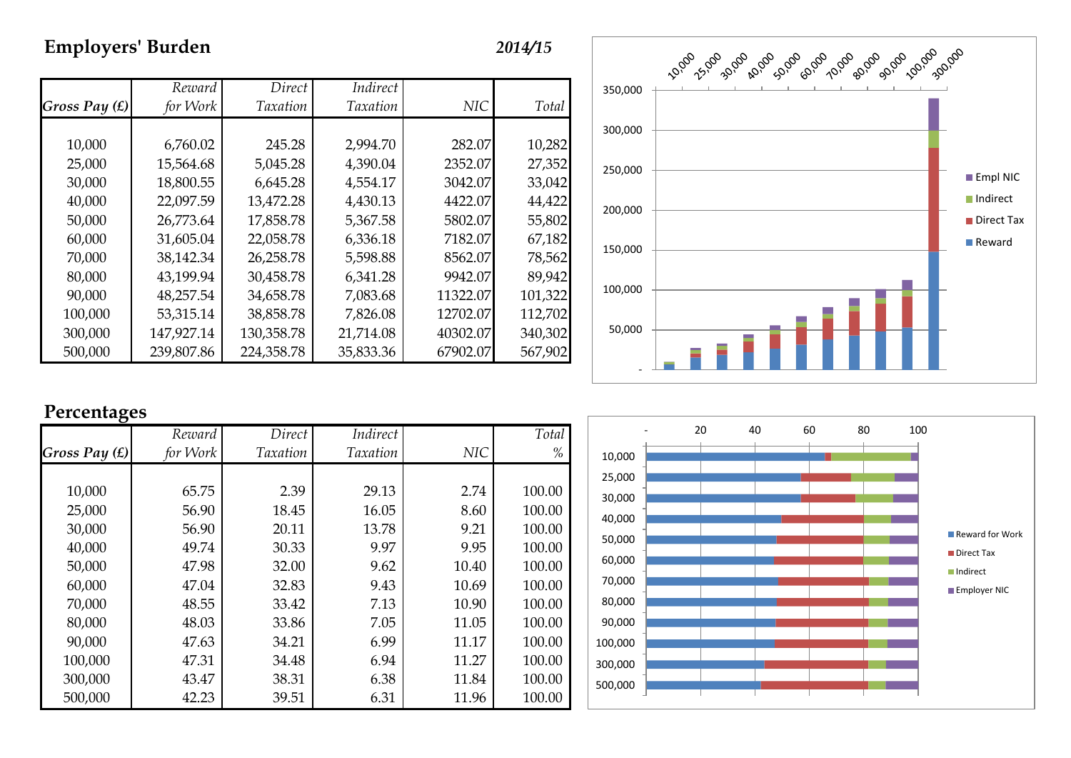## Employers' Burden

*2014/15*

| Gross Pay (£) | Reward for Work | Direct Taxation | Indirect Taxation | NIC | Total |
|---|---|---|---|---|---|
| 10,000 | 6,760.02 | 245.28 | 2,994.70 | 282.07 | 10,282 |
| 25,000 | 15,564.68 | 5,045.28 | 4,390.04 | 2352.07 | 27,352 |
| 30,000 | 18,800.55 | 6,645.28 | 4,554.17 | 3042.07 | 33,042 |
| 40,000 | 22,097.59 | 13,472.28 | 4,430.13 | 4422.07 | 44,422 |
| 50,000 | 26,773.64 | 17,858.78 | 5,367.58 | 5802.07 | 55,802 |
| 60,000 | 31,605.04 | 22,058.78 | 6,336.18 | 7182.07 | 67,182 |
| 70,000 | 38,142.34 | 26,258.78 | 5,598.88 | 8562.07 | 78,562 |
| 80,000 | 43,199.94 | 30,458.78 | 6,341.28 | 9942.07 | 89,942 |
| 90,000 | 48,257.54 | 34,658.78 | 7,083.68 | 11322.07 | 101,322 |
| 100,000 | 53,315.14 | 38,858.78 | 7,826.08 | 12702.07 | 112,702 |
| 300,000 | 147,927.14 | 130,358.78 | 21,714.08 | 40302.07 | 340,302 |
| 500,000 | 239,807.86 | 224,358.78 | 35,833.36 | 67902.07 | 567,902 |

## Percentages

| Gross Pay (£) | Reward for Work | Direct Taxation | Indirect Taxation | NIC | Total % |
|---|---|---|---|---|---|
| 10,000 | 65.75 | 2.39 | 29.13 | 2.74 | 100.00 |
| 25,000 | 56.90 | 18.45 | 16.05 | 8.60 | 100.00 |
| 30,000 | 56.90 | 20.11 | 13.78 | 9.21 | 100.00 |
| 40,000 | 49.74 | 30.33 | 9.97 | 9.95 | 100.00 |
| 50,000 | 47.98 | 32.00 | 9.62 | 10.40 | 100.00 |
| 60,000 | 47.04 | 32.83 | 9.43 | 10.69 | 100.00 |
| 70,000 | 48.55 | 33.42 | 7.13 | 10.90 | 100.00 |
| 80,000 | 48.03 | 33.86 | 7.05 | 11.05 | 100.00 |
| 90,000 | 47.63 | 34.21 | 6.99 | 11.17 | 100.00 |
| 100,000 | 47.31 | 34.48 | 6.94 | 11.27 | 100.00 |
| 300,000 | 43.47 | 38.31 | 6.38 | 11.84 | 100.00 |
| 500,000 | 42.23 | 39.51 | 6.31 | 11.96 | 100.00 |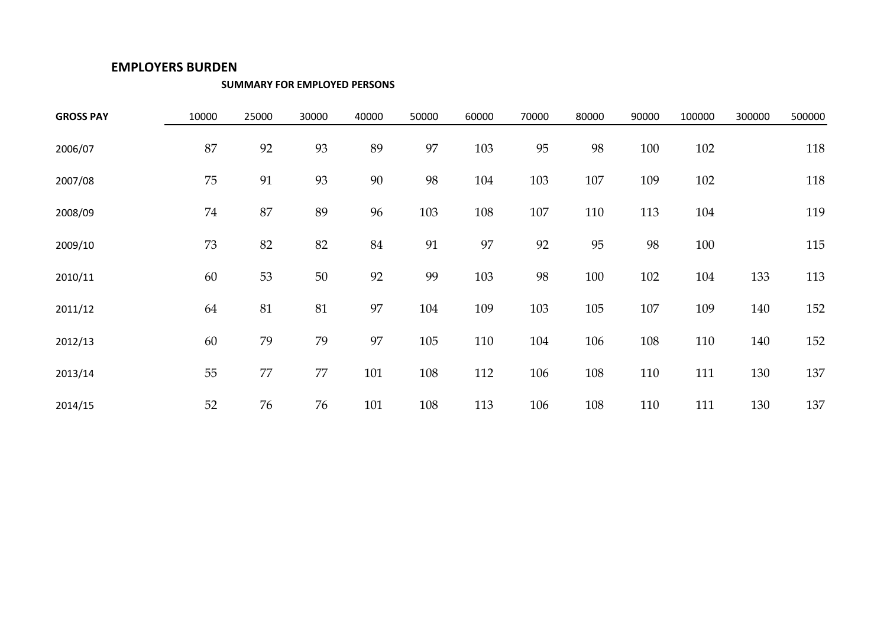## EMPLOYERS BURDEN

**SUMMARY FOR EMPLOYED PERSONS**

| GROSS PAY | 10000 | 25000 | 30000 | 40000 | 50000 | 60000 | 70000 | 80000 | 90000 | 100000 | 300000 | 500000 |
|---|---|---|---|---|---|---|---|---|---|---|---|---|
| 2006/07 | 87 | 92 | 93 | 89 | 97 | 103 | 95 | 98 | 100 | 102 | | 118 |
| 2007/08 | 75 | 91 | 93 | 90 | 98 | 104 | 103 | 107 | 109 | 102 | | 118 |
| 2008/09 | 74 | 87 | 89 | 96 | 103 | 108 | 107 | 110 | 113 | 104 | | 119 |
| 2009/10 | 73 | 82 | 82 | 84 | 91 | 97 | 92 | 95 | 98 | 100 | | 115 |
| 2010/11 | 60 | 53 | 50 | 92 | 99 | 103 | 98 | 100 | 102 | 104 | 133 | 113 |
| 2011/12 | 64 | 81 | 81 | 97 | 104 | 109 | 103 | 105 | 107 | 109 | 140 | 152 |
| 2012/13 | 60 | 79 | 79 | 97 | 105 | 110 | 104 | 106 | 108 | 110 | 140 | 152 |
| 2013/14 | 55 | 77 | 77 | 101 | 108 | 112 | 106 | 108 | 110 | 111 | 130 | 137 |
| 2014/15 | 52 | 76 | 76 | 101 | 108 | 113 | 106 | 108 | 110 | 111 | 130 | 137 |